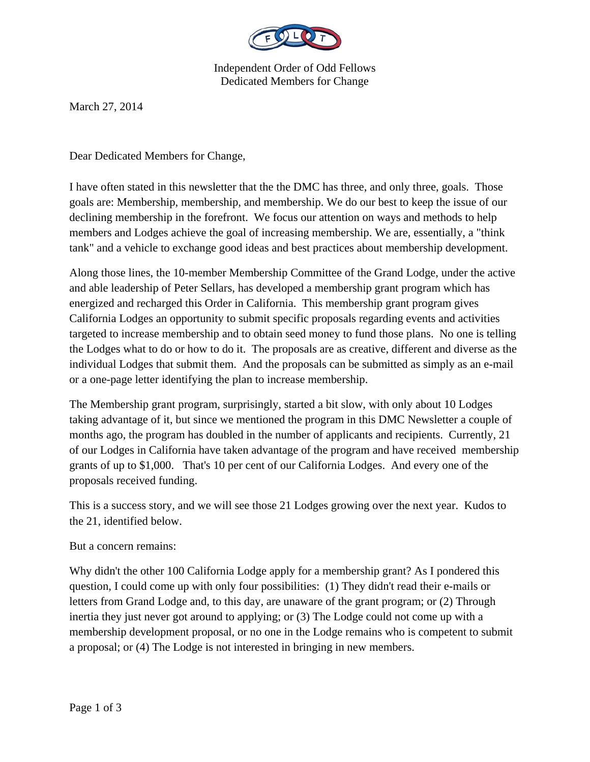Independent Order of Odd Fellows
Dedicated Members for Change

March 27, 2014

Dear Dedicated Members for Change,

I have often stated in this newsletter that the the DMC has three, and only three, goals. Those goals are: Membership, membership, and membership. We do our best to keep the issue of our declining membership in the forefront. We focus our attention on ways and methods to help members and Lodges achieve the goal of increasing membership. We are, essentially, a "think tank" and a vehicle to exchange good ideas and best practices about membership development.

Along those lines, the 10-member Membership Committee of the Grand Lodge, under the active and able leadership of Peter Sellars, has developed a membership grant program which has energized and recharged this Order in California. This membership grant program gives California Lodges an opportunity to submit specific proposals regarding events and activities targeted to increase membership and to obtain seed money to fund those plans. No one is telling the Lodges what to do or how to do it. The proposals are as creative, different and diverse as the individual Lodges that submit them. And the proposals can be submitted as simply as an e-mail or a one-page letter identifying the plan to increase membership.

The Membership grant program, surprisingly, started a bit slow, with only about 10 Lodges taking advantage of it, but since we mentioned the program in this DMC Newsletter a couple of months ago, the program has doubled in the number of applicants and recipients. Currently, 21 of our Lodges in California have taken advantage of the program and have received membership grants of up to $1,000. That's 10 per cent of our California Lodges. And every one of the proposals received funding.

This is a success story, and we will see those 21 Lodges growing over the next year. Kudos to the 21, identified below.

But a concern remains:

Why didn't the other 100 California Lodge apply for a membership grant? As I pondered this question, I could come up with only four possibilities: (1) They didn't read their e-mails or letters from Grand Lodge and, to this day, are unaware of the grant program; or (2) Through inertia they just never got around to applying; or (3) The Lodge could not come up with a membership development proposal, or no one in the Lodge remains who is competent to submit a proposal; or (4) The Lodge is not interested in bringing in new members.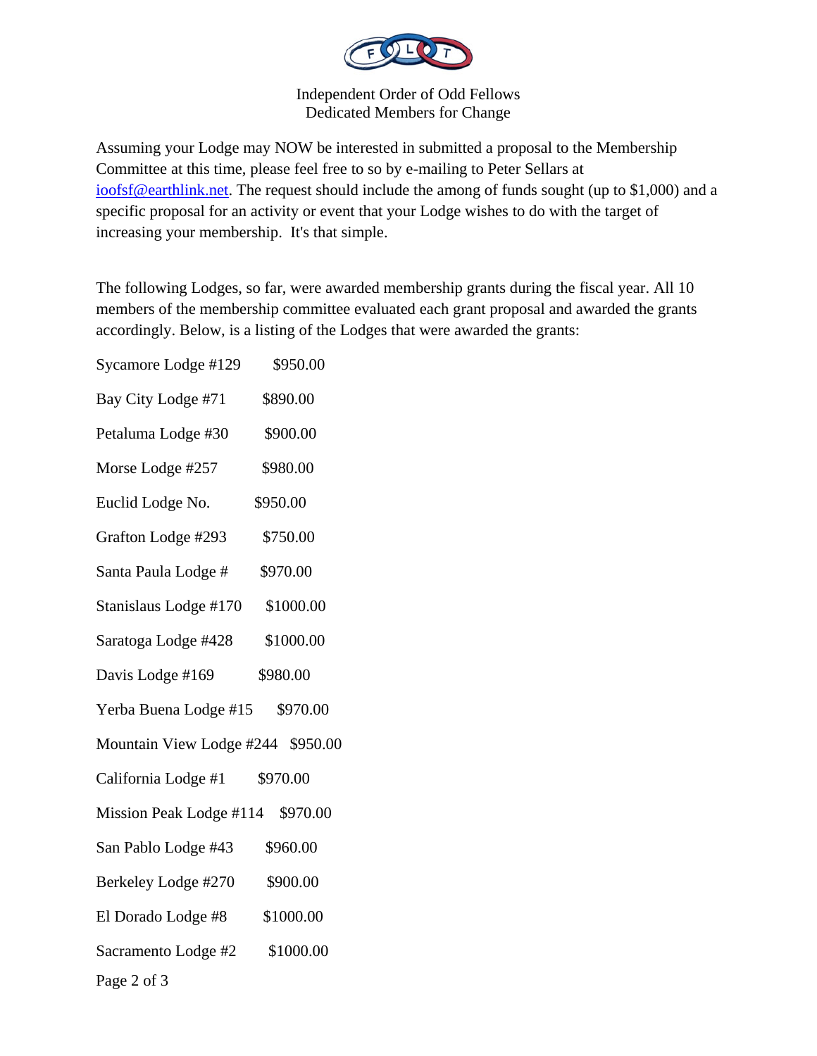Independent Order of Odd Fellows
Dedicated Members for Change

Assuming your Lodge may NOW be interested in submitted a proposal to the Membership Committee at this time, please feel free to so by e-mailing to Peter Sellars at ioofsf@earthlink.net. The request should include the among of funds sought (up to $1,000) and a specific proposal for an activity or event that your Lodge wishes to do with the target of increasing your membership. It's that simple.

The following Lodges, so far, were awarded membership grants during the fiscal year. All 10 members of the membership committee evaluated each grant proposal and awarded the grants accordingly. Below, is a listing of the Lodges that were awarded the grants:

| | |
|---|---|
| Sycamore Lodge #129 | $950.00 |
| Bay City Lodge #71 | $890.00 |
| Petaluma Lodge #30 | $900.00 |
| Morse Lodge #257 | $980.00 |
| Euclid Lodge No. | $950.00 |
| Grafton Lodge #293 | $750.00 |
| Santa Paula Lodge # | $970.00 |
| Stanislaus Lodge #170 | $1000.00 |
| Saratoga Lodge #428 | $1000.00 |
| Davis Lodge #169 | $980.00 |
| Yerba Buena Lodge #15 | $970.00 |
| Mountain View Lodge #244 | $950.00 |
| California Lodge #1 | $970.00 |
| Mission Peak Lodge #114 | $970.00 |
| San Pablo Lodge #43 | $960.00 |
| Berkeley Lodge #270 | $900.00 |
| El Dorado Lodge #8 | $1000.00 |
| Sacramento Lodge #2 | $1000.00 |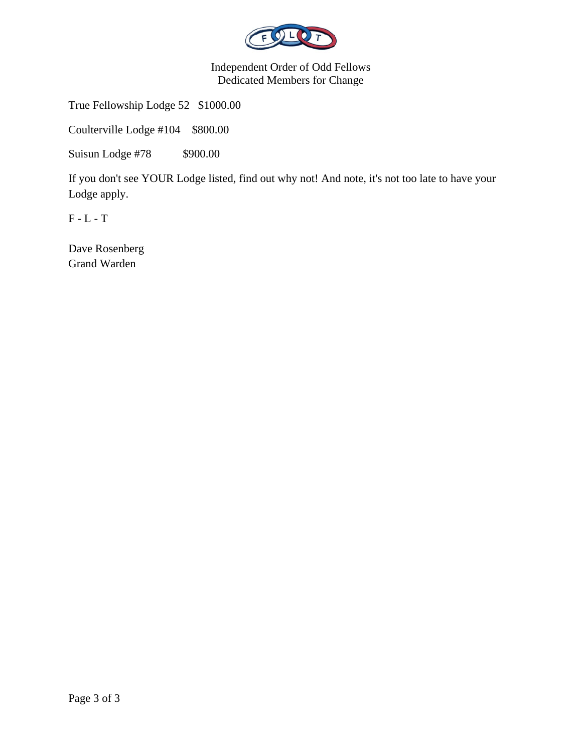Independent Order of Odd Fellows
Dedicated Members for Change

True Fellowship Lodge 52   $1000.00

Coulterville Lodge #104   $800.00

Suisun Lodge #78   $900.00

If you don't see YOUR Lodge listed, find out why not! And note, it's not too late to have your Lodge apply.

F - L - T

Dave Rosenberg
Grand Warden